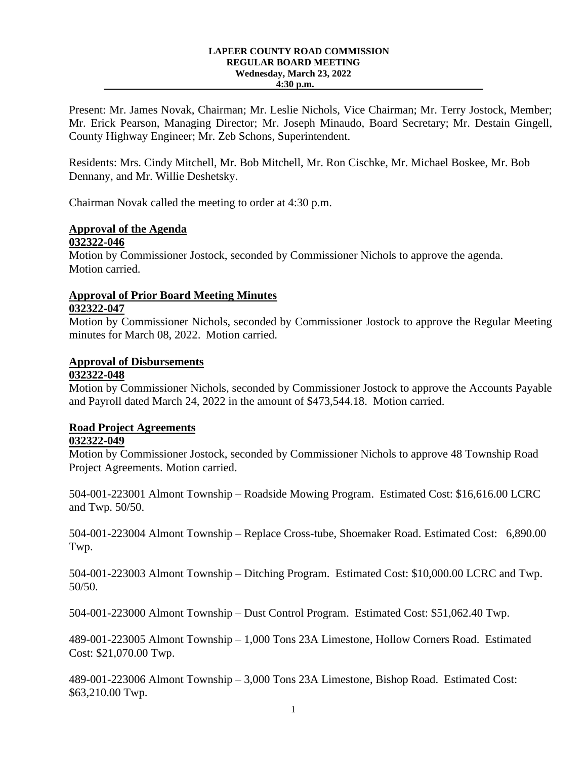**LAPEER COUNTY ROAD COMMISSION**
**REGULAR BOARD MEETING**
**Wednesday, March 23, 2022**
**4:30 p.m.**

---

Present: Mr. James Novak, Chairman; Mr. Leslie Nichols, Vice Chairman; Mr. Terry Jostock, Member; Mr. Erick Pearson, Managing Director; Mr. Joseph Minaudo, Board Secretary; Mr. Destain Gingell, County Highway Engineer; Mr. Zeb Schons, Superintendent.

Residents: Mrs. Cindy Mitchell, Mr. Bob Mitchell, Mr. Ron Cischke, Mr. Michael Boskee, Mr. Bob Dennany, and Mr. Willie Deshetsky.

Chairman Novak called the meeting to order at 4:30 p.m.

**Approval of the Agenda**
**032322-046**
Motion by Commissioner Jostock, seconded by Commissioner Nichols to approve the agenda. Motion carried.

**Approval of Prior Board Meeting Minutes**
**032322-047**
Motion by Commissioner Nichols, seconded by Commissioner Jostock to approve the Regular Meeting minutes for March 08, 2022. Motion carried.

**Approval of Disbursements**
**032322-048**
Motion by Commissioner Nichols, seconded by Commissioner Jostock to approve the Accounts Payable and Payroll dated March 24, 2022 in the amount of $473,544.18. Motion carried.

**Road Project Agreements**
**032322-049**
Motion by Commissioner Jostock, seconded by Commissioner Nichols to approve 48 Township Road Project Agreements. Motion carried.

504-001-223001 Almont Township – Roadside Mowing Program. Estimated Cost: $16,616.00 LCRC and Twp. 50/50.

504-001-223004 Almont Township – Replace Cross-tube, Shoemaker Road. Estimated Cost: 6,890.00 Twp.

504-001-223003 Almont Township – Ditching Program. Estimated Cost: $10,000.00 LCRC and Twp. 50/50.

504-001-223000 Almont Township – Dust Control Program. Estimated Cost: $51,062.40 Twp.

489-001-223005 Almont Township – 1,000 Tons 23A Limestone, Hollow Corners Road. Estimated Cost: $21,070.00 Twp.

489-001-223006 Almont Township – 3,000 Tons 23A Limestone, Bishop Road. Estimated Cost: $63,210.00 Twp.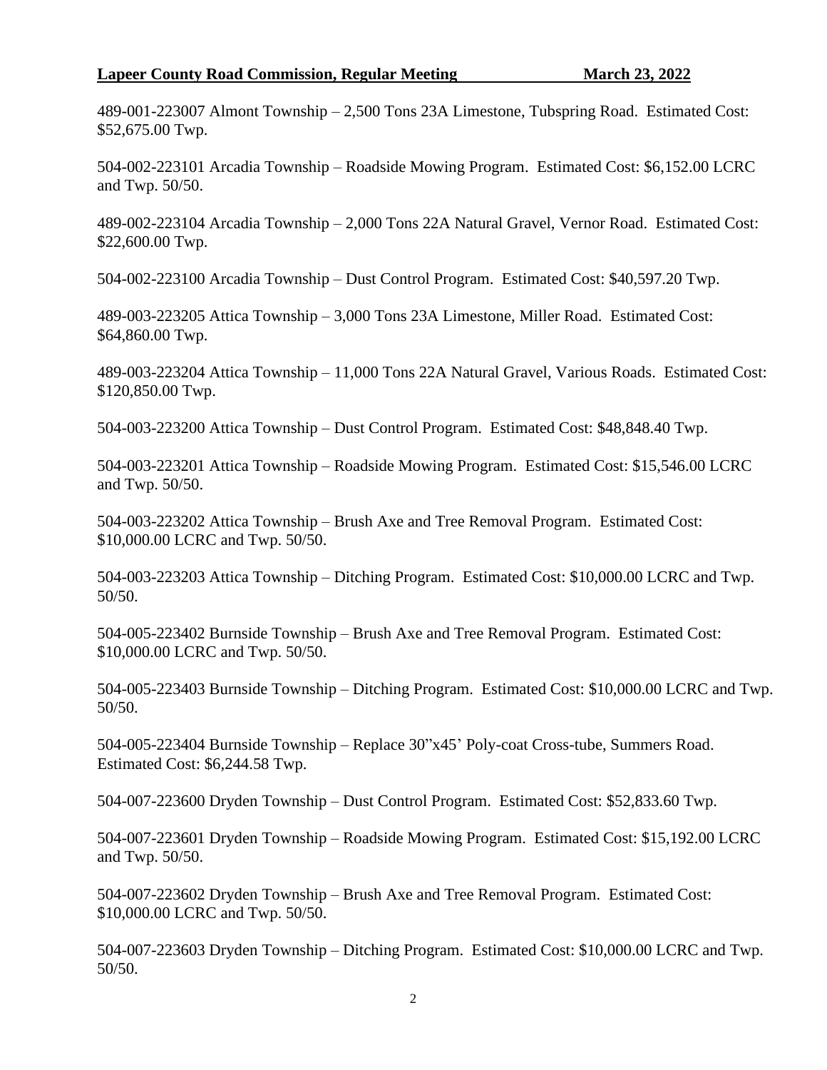489-001-223007 Almont Township – 2,500 Tons 23A Limestone, Tubspring Road. Estimated Cost: $52,675.00 Twp.

504-002-223101 Arcadia Township – Roadside Mowing Program. Estimated Cost: $6,152.00 LCRC and Twp. 50/50.

489-002-223104 Arcadia Township – 2,000 Tons 22A Natural Gravel, Vernor Road. Estimated Cost: $22,600.00 Twp.

504-002-223100 Arcadia Township – Dust Control Program. Estimated Cost: $40,597.20 Twp.

489-003-223205 Attica Township – 3,000 Tons 23A Limestone, Miller Road. Estimated Cost: $64,860.00 Twp.

489-003-223204 Attica Township – 11,000 Tons 22A Natural Gravel, Various Roads. Estimated Cost: $120,850.00 Twp.

504-003-223200 Attica Township – Dust Control Program. Estimated Cost: $48,848.40 Twp.

504-003-223201 Attica Township – Roadside Mowing Program. Estimated Cost: $15,546.00 LCRC and Twp. 50/50.

504-003-223202 Attica Township – Brush Axe and Tree Removal Program. Estimated Cost: $10,000.00 LCRC and Twp. 50/50.

504-003-223203 Attica Township – Ditching Program. Estimated Cost: $10,000.00 LCRC and Twp. 50/50.

504-005-223402 Burnside Township – Brush Axe and Tree Removal Program. Estimated Cost: $10,000.00 LCRC and Twp. 50/50.

504-005-223403 Burnside Township – Ditching Program. Estimated Cost: $10,000.00 LCRC and Twp. 50/50.

504-005-223404 Burnside Township – Replace 30"x45' Poly-coat Cross-tube, Summers Road. Estimated Cost: $6,244.58 Twp.

504-007-223600 Dryden Township – Dust Control Program. Estimated Cost: $52,833.60 Twp.

504-007-223601 Dryden Township – Roadside Mowing Program. Estimated Cost: $15,192.00 LCRC and Twp. 50/50.

504-007-223602 Dryden Township – Brush Axe and Tree Removal Program. Estimated Cost: $10,000.00 LCRC and Twp. 50/50.

504-007-223603 Dryden Township – Ditching Program. Estimated Cost: $10,000.00 LCRC and Twp. 50/50.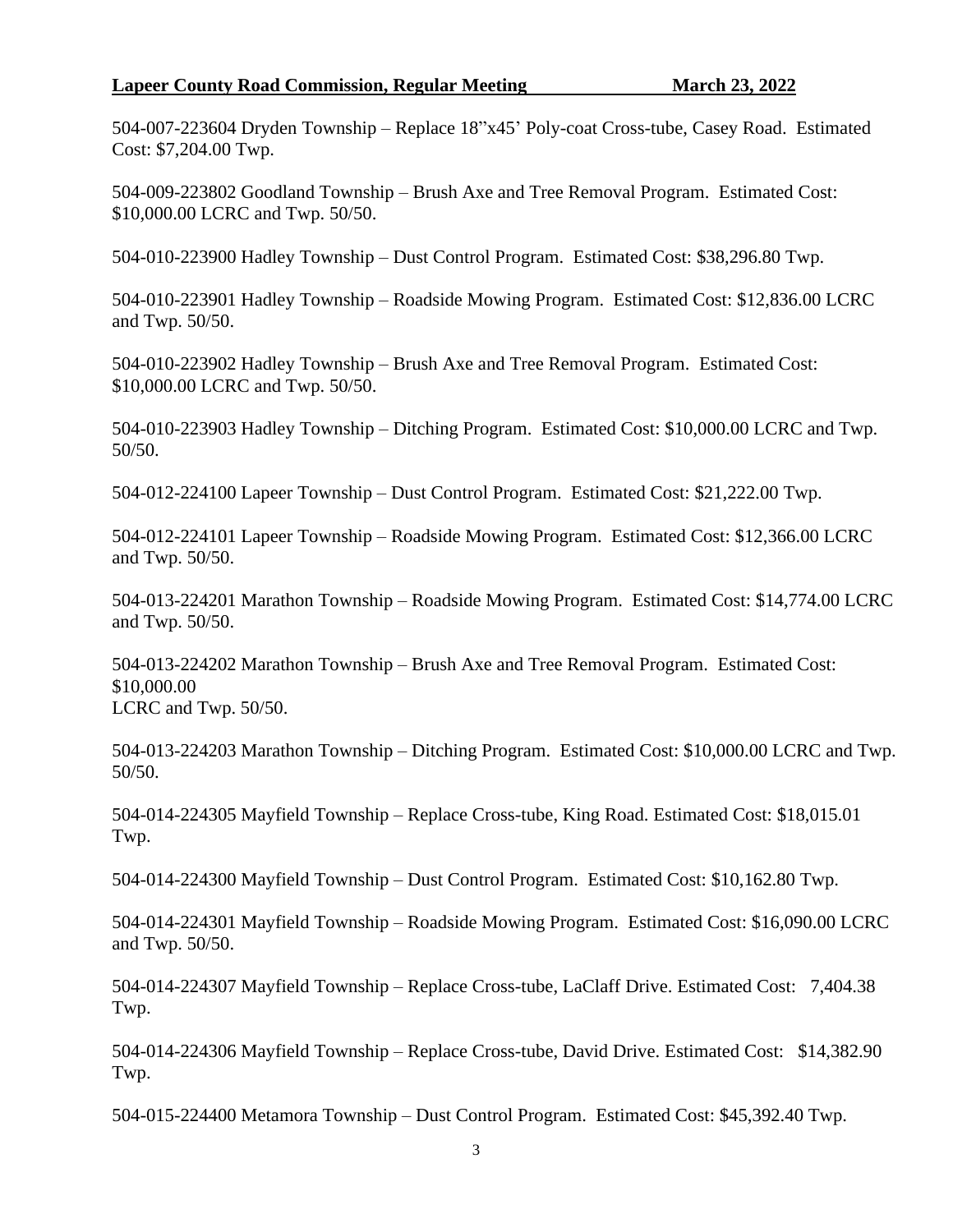504-007-223604 Dryden Township – Replace 18"x45' Poly-coat Cross-tube, Casey Road. Estimated Cost: $7,204.00 Twp.

504-009-223802 Goodland Township – Brush Axe and Tree Removal Program. Estimated Cost: $10,000.00 LCRC and Twp. 50/50.

504-010-223900 Hadley Township – Dust Control Program. Estimated Cost: $38,296.80 Twp.

504-010-223901 Hadley Township – Roadside Mowing Program. Estimated Cost: $12,836.00 LCRC and Twp. 50/50.

504-010-223902 Hadley Township – Brush Axe and Tree Removal Program. Estimated Cost: $10,000.00 LCRC and Twp. 50/50.

504-010-223903 Hadley Township – Ditching Program. Estimated Cost: $10,000.00 LCRC and Twp. 50/50.

504-012-224100 Lapeer Township – Dust Control Program. Estimated Cost: $21,222.00 Twp.

504-012-224101 Lapeer Township – Roadside Mowing Program. Estimated Cost: $12,366.00 LCRC and Twp. 50/50.

504-013-224201 Marathon Township – Roadside Mowing Program. Estimated Cost: $14,774.00 LCRC and Twp. 50/50.

504-013-224202 Marathon Township – Brush Axe and Tree Removal Program. Estimated Cost: $10,000.00
LCRC and Twp. 50/50.

504-013-224203 Marathon Township – Ditching Program. Estimated Cost: $10,000.00 LCRC and Twp. 50/50.

504-014-224305 Mayfield Township – Replace Cross-tube, King Road. Estimated Cost: $18,015.01 Twp.

504-014-224300 Mayfield Township – Dust Control Program. Estimated Cost: $10,162.80 Twp.

504-014-224301 Mayfield Township – Roadside Mowing Program. Estimated Cost: $16,090.00 LCRC and Twp. 50/50.

504-014-224307 Mayfield Township – Replace Cross-tube, LaClaff Drive. Estimated Cost: 7,404.38 Twp.

504-014-224306 Mayfield Township – Replace Cross-tube, David Drive. Estimated Cost: $14,382.90 Twp.

504-015-224400 Metamora Township – Dust Control Program. Estimated Cost: $45,392.40 Twp.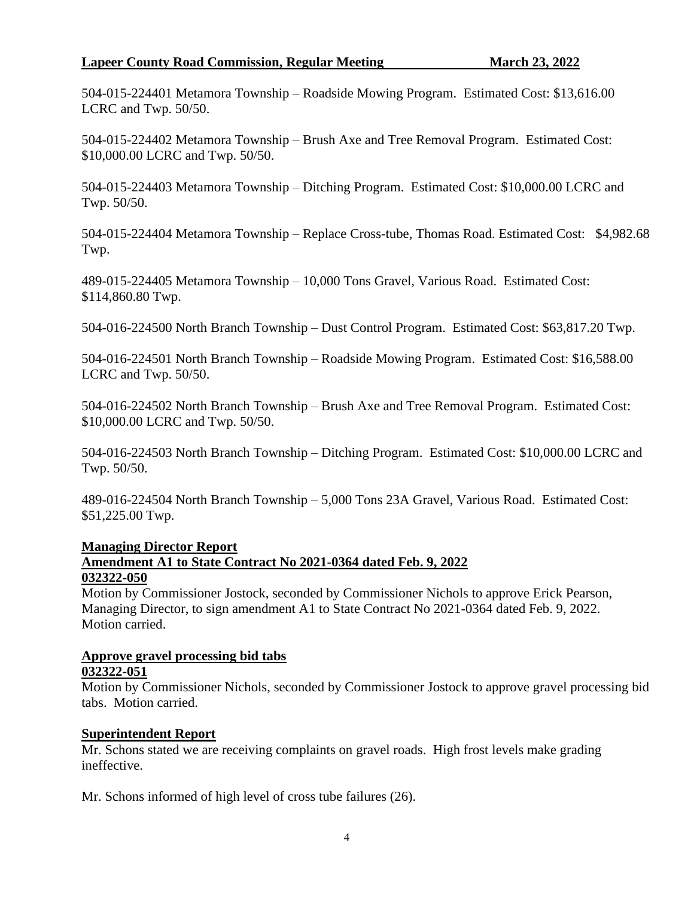504-015-224401 Metamora Township – Roadside Mowing Program. Estimated Cost: $13,616.00 LCRC and Twp. 50/50.

504-015-224402 Metamora Township – Brush Axe and Tree Removal Program. Estimated Cost: $10,000.00 LCRC and Twp. 50/50.

504-015-224403 Metamora Township – Ditching Program. Estimated Cost: $10,000.00 LCRC and Twp. 50/50.

504-015-224404 Metamora Township – Replace Cross-tube, Thomas Road. Estimated Cost: $4,982.68 Twp.

489-015-224405 Metamora Township – 10,000 Tons Gravel, Various Road. Estimated Cost: $114,860.80 Twp.

504-016-224500 North Branch Township – Dust Control Program. Estimated Cost: $63,817.20 Twp.

504-016-224501 North Branch Township – Roadside Mowing Program. Estimated Cost: $16,588.00 LCRC and Twp. 50/50.

504-016-224502 North Branch Township – Brush Axe and Tree Removal Program. Estimated Cost: $10,000.00 LCRC and Twp. 50/50.

504-016-224503 North Branch Township – Ditching Program. Estimated Cost: $10,000.00 LCRC and Twp. 50/50.

489-016-224504 North Branch Township – 5,000 Tons 23A Gravel, Various Road. Estimated Cost: $51,225.00 Twp.

**Managing Director Report**

**Amendment A1 to State Contract No 2021-0364 dated Feb. 9, 2022**

**032322-050**

Motion by Commissioner Jostock, seconded by Commissioner Nichols to approve Erick Pearson, Managing Director, to sign amendment A1 to State Contract No 2021-0364 dated Feb. 9, 2022. Motion carried.

**Approve gravel processing bid tabs**

**032322-051**

Motion by Commissioner Nichols, seconded by Commissioner Jostock to approve gravel processing bid tabs. Motion carried.

**Superintendent Report**

Mr. Schons stated we are receiving complaints on gravel roads. High frost levels make grading ineffective.

Mr. Schons informed of high level of cross tube failures (26).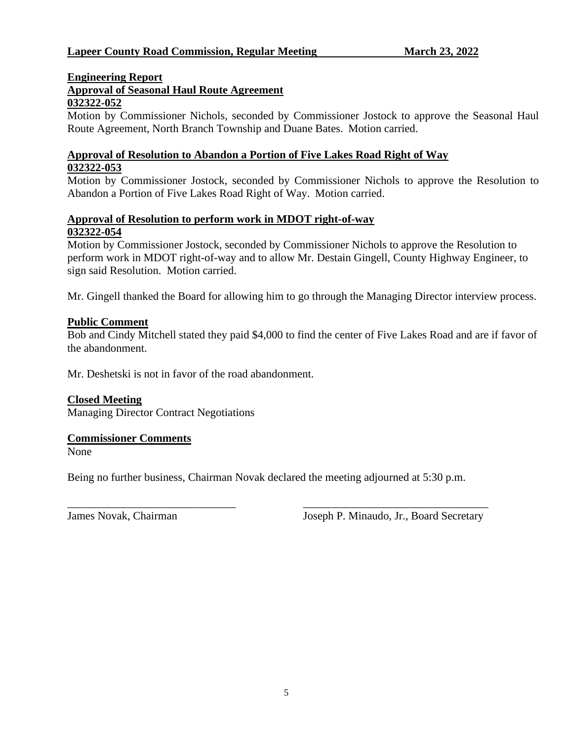**Lapeer County Road Commission, Regular Meeting March 23, 2022**

**Engineering Report**

**Approval of Seasonal Haul Route Agreement**

**032322-052**

Motion by Commissioner Nichols, seconded by Commissioner Jostock to approve the Seasonal Haul Route Agreement, North Branch Township and Duane Bates. Motion carried.

**Approval of Resolution to Abandon a Portion of Five Lakes Road Right of Way**

**032322-053**

Motion by Commissioner Jostock, seconded by Commissioner Nichols to approve the Resolution to Abandon a Portion of Five Lakes Road Right of Way. Motion carried.

**Approval of Resolution to perform work in MDOT right-of-way**

**032322-054**

Motion by Commissioner Jostock, seconded by Commissioner Nichols to approve the Resolution to perform work in MDOT right-of-way and to allow Mr. Destain Gingell, County Highway Engineer, to sign said Resolution. Motion carried.

Mr. Gingell thanked the Board for allowing him to go through the Managing Director interview process.

**Public Comment**

Bob and Cindy Mitchell stated they paid $4,000 to find the center of Five Lakes Road and are if favor of the abandonment.

Mr. Deshetski is not in favor of the road abandonment.

**Closed Meeting**

Managing Director Contract Negotiations

**Commissioner Comments**

None

Being no further business, Chairman Novak declared the meeting adjourned at 5:30 p.m.

_______________________________ _______________________________

James Novak, Chairman Joseph P. Minaudo, Jr., Board Secretary